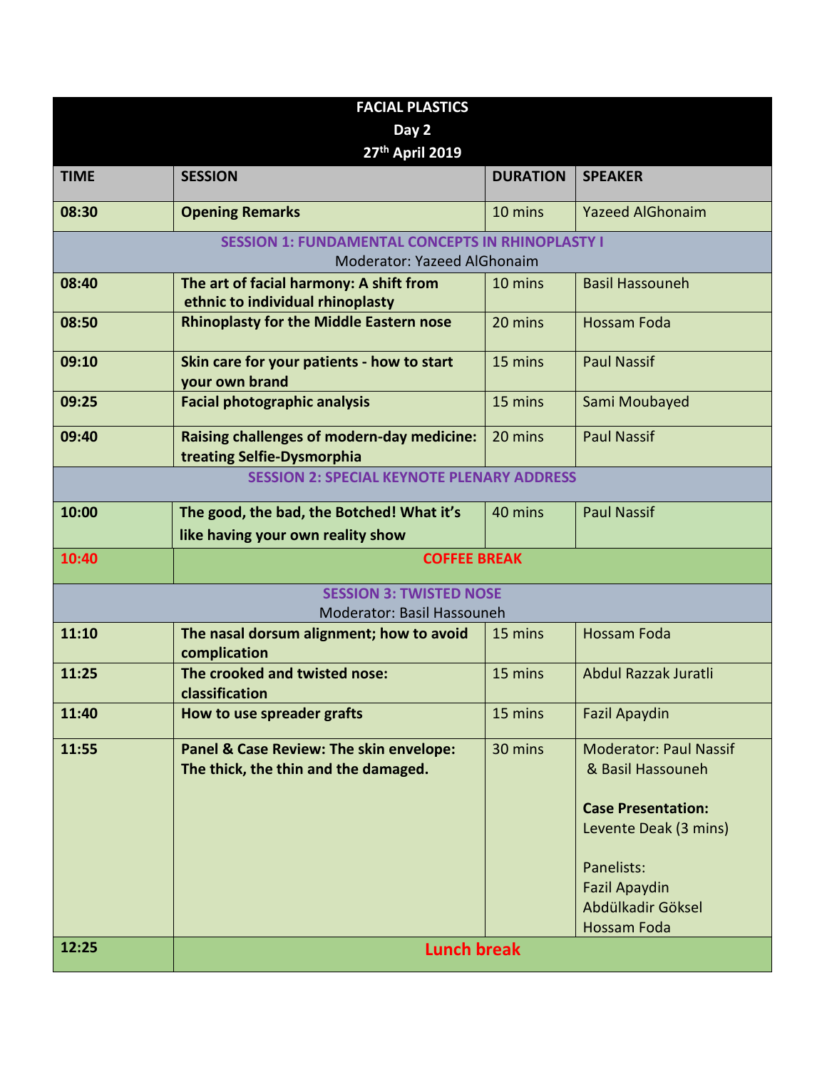| FACIAL PLASTICS<br>Day 2<br>27th April 2019 | | | |
|---|---|---|---|
| **TIME** | **SESSION** | **DURATION** | **SPEAKER** |
| **08:30** | **Opening Remarks** | 10 mins | Yazeed AlGhonaim |
| **SESSION 1: FUNDAMENTAL CONCEPTS IN RHINOPLASTY I**<br>Moderator: Yazeed AlGhonaim | | | |
| **08:40** | **The art of facial harmony: A shift from ethnic to individual rhinoplasty** | 10 mins | Basil Hassouneh |
| **08:50** | **Rhinoplasty for the Middle Eastern nose** | 20 mins | Hossam Foda |
| **09:10** | **Skin care for your patients - how to start your own brand** | 15 mins | Paul Nassif |
| **09:25** | **Facial photographic analysis** | 15 mins | Sami Moubayed |
| **09:40** | **Raising challenges of modern-day medicine: treating Selfie-Dysmorphia** | 20 mins | Paul Nassif |
| **SESSION 2: SPECIAL KEYNOTE PLENARY ADDRESS** | | | |
| **10:00** | **The good, the bad, the Botched! What it's like having your own reality show** | 40 mins | Paul Nassif |
| **10:40** | **COFFEE BREAK** | | |
| **SESSION 3: TWISTED NOSE**<br>Moderator: Basil Hassouneh | | | |
| **11:10** | **The nasal dorsum alignment; how to avoid complication** | 15 mins | Hossam Foda |
| **11:25** | **The crooked and twisted nose: classification** | 15 mins | Abdul Razzak Juratli |
| **11:40** | **How to use spreader grafts** | 15 mins | Fazil Apaydin |
| **11:55** | **Panel & Case Review: The skin envelope: The thick, the thin and the damaged.** | 30 mins | Moderator: Paul Nassif & Basil Hassouneh<br><br>**Case Presentation:**<br>Levente Deak (3 mins)<br><br>Panelists:<br>Fazil Apaydin<br>Abdülkadir Göksel<br>Hossam Foda |
| **12:25** | **Lunch break** | | |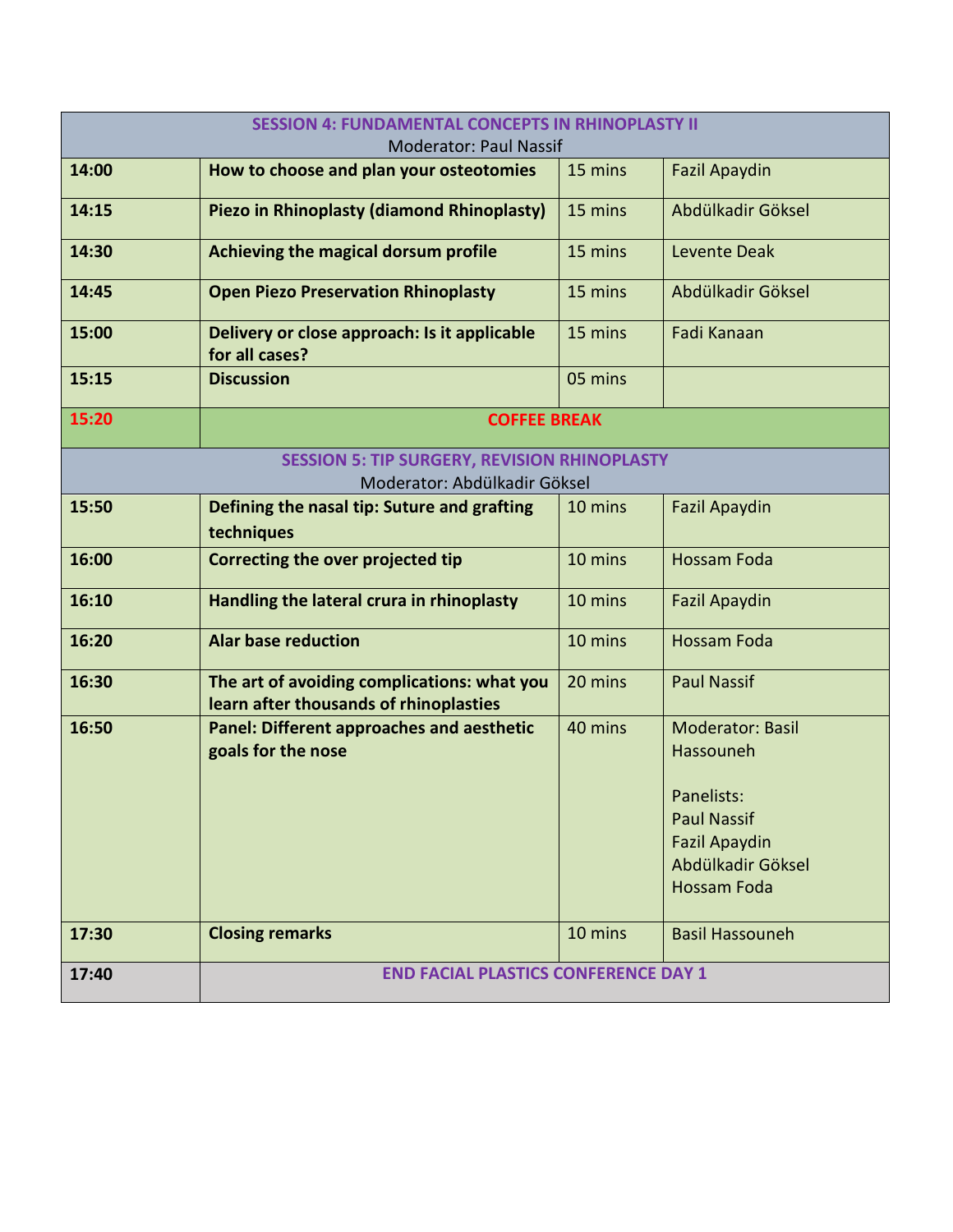| **SESSION 4: FUNDAMENTAL CONCEPTS IN RHINOPLASTY II**<br>Moderator: Paul Nassif | | | |
|---|---|---|---|
| **14:00** | **How to choose and plan your osteotomies** | 15 mins | Fazil Apaydin |
| **14:15** | **Piezo in Rhinoplasty (diamond Rhinoplasty)** | 15 mins | Abdülkadir Göksel |
| **14:30** | **Achieving the magical dorsum profile** | 15 mins | Levente Deak |
| **14:45** | **Open Piezo Preservation Rhinoplasty** | 15 mins | Abdülkadir Göksel |
| **15:00** | **Delivery or close approach: Is it applicable for all cases?** | 15 mins | Fadi Kanaan |
| **15:15** | **Discussion** | 05 mins | |
| **15:20** | **COFFEE BREAK** | | |
| **SESSION 5: TIP SURGERY, REVISION RHINOPLASTY**<br>Moderator: Abdülkadir Göksel | | | |
| **15:50** | **Defining the nasal tip: Suture and grafting techniques** | 10 mins | Fazil Apaydin |
| **16:00** | **Correcting the over projected tip** | 10 mins | Hossam Foda |
| **16:10** | **Handling the lateral crura in rhinoplasty** | 10 mins | Fazil Apaydin |
| **16:20** | **Alar base reduction** | 10 mins | Hossam Foda |
| **16:30** | **The art of avoiding complications: what you learn after thousands of rhinoplasties** | 20 mins | Paul Nassif |
| **16:50** | **Panel: Different approaches and aesthetic goals for the nose** | 40 mins | Moderator: Basil Hassouneh<br><br>Panelists:<br>Paul Nassif<br>Fazil Apaydin<br>Abdülkadir Göksel<br>Hossam Foda |
| **17:30** | **Closing remarks** | 10 mins | Basil Hassouneh |
| **17:40** | **END FACIAL PLASTICS CONFERENCE DAY 1** | | |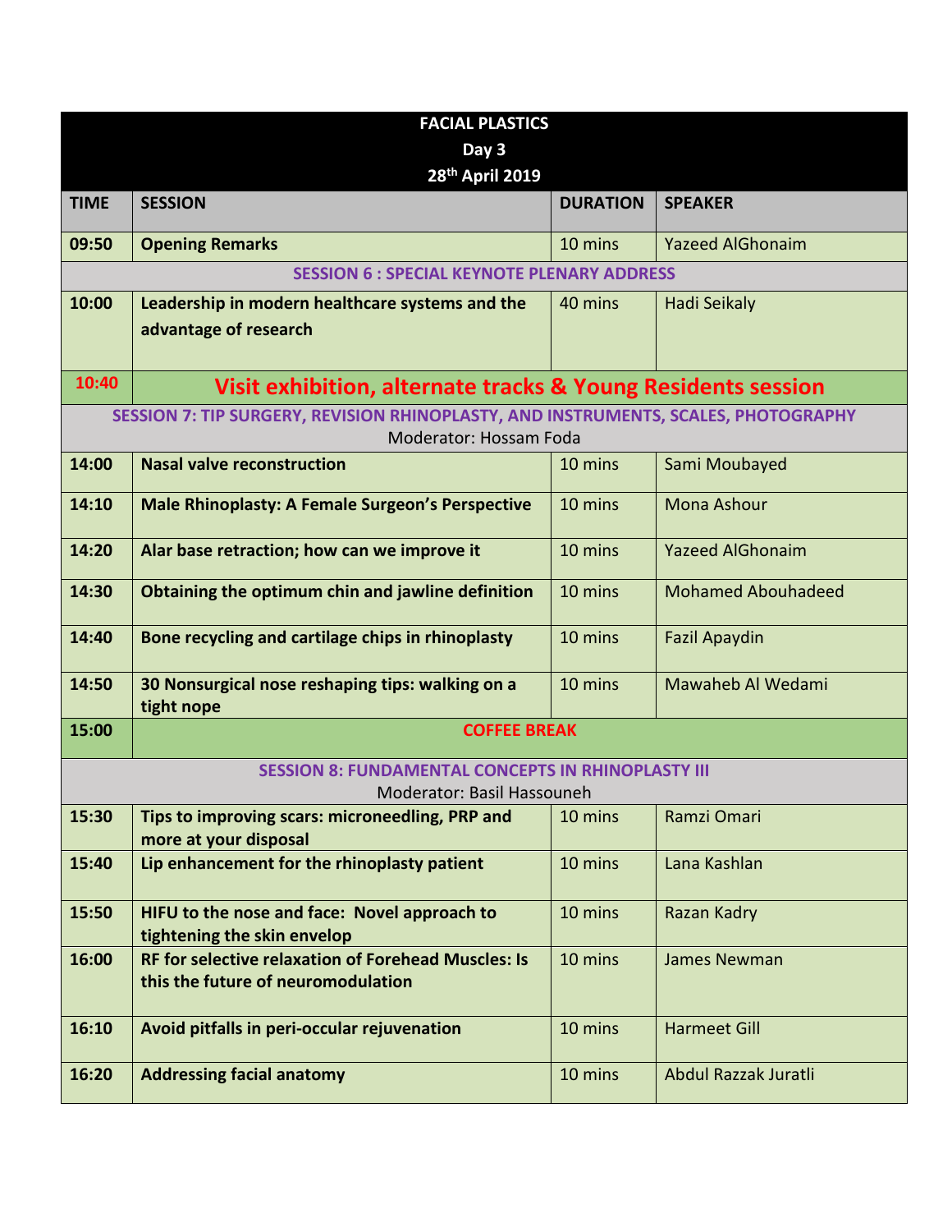| FACIAL PLASTICS<br>Day 3<br>28th April 2019 | | | |
|---|---|---|---|
| **TIME** | **SESSION** | **DURATION** | **SPEAKER** |
| **09:50** | **Opening Remarks** | 10 mins | Yazeed AlGhonaim |
| **SESSION 6 : SPECIAL KEYNOTE PLENARY ADDRESS** | | | |
| **10:00** | **Leadership in modern healthcare systems and the advantage of research** | 40 mins | Hadi Seikaly |
| **10:40** | **Visit exhibition, alternate tracks & Young Residents session** | | |
| **SESSION 7: TIP SURGERY, REVISION RHINOPLASTY, AND INSTRUMENTS, SCALES, PHOTOGRAPHY**<br>Moderator: Hossam Foda | | | |
| **14:00** | **Nasal valve reconstruction** | 10 mins | Sami Moubayed |
| **14:10** | **Male Rhinoplasty: A Female Surgeon's Perspective** | 10 mins | Mona Ashour |
| **14:20** | **Alar base retraction; how can we improve it** | 10 mins | Yazeed AlGhonaim |
| **14:30** | **Obtaining the optimum chin and jawline definition** | 10 mins | Mohamed Abouhadeed |
| **14:40** | **Bone recycling and cartilage chips in rhinoplasty** | 10 mins | Fazil Apaydin |
| **14:50** | **30 Nonsurgical nose reshaping tips: walking on a tight nope** | 10 mins | Mawaheb Al Wedami |
| **15:00** | **COFFEE BREAK** | | |
| **SESSION 8: FUNDAMENTAL CONCEPTS IN RHINOPLASTY III**<br>Moderator: Basil Hassouneh | | | |
| **15:30** | **Tips to improving scars: microneedling, PRP and more at your disposal** | 10 mins | Ramzi Omari |
| **15:40** | **Lip enhancement for the rhinoplasty patient** | 10 mins | Lana Kashlan |
| **15:50** | **HIFU to the nose and face: Novel approach to tightening the skin envelop** | 10 mins | Razan Kadry |
| **16:00** | **RF for selective relaxation of Forehead Muscles: Is this the future of neuromodulation** | 10 mins | James Newman |
| **16:10** | **Avoid pitfalls in peri-occular rejuvenation** | 10 mins | Harmeet Gill |
| **16:20** | **Addressing facial anatomy** | 10 mins | Abdul Razzak Juratli |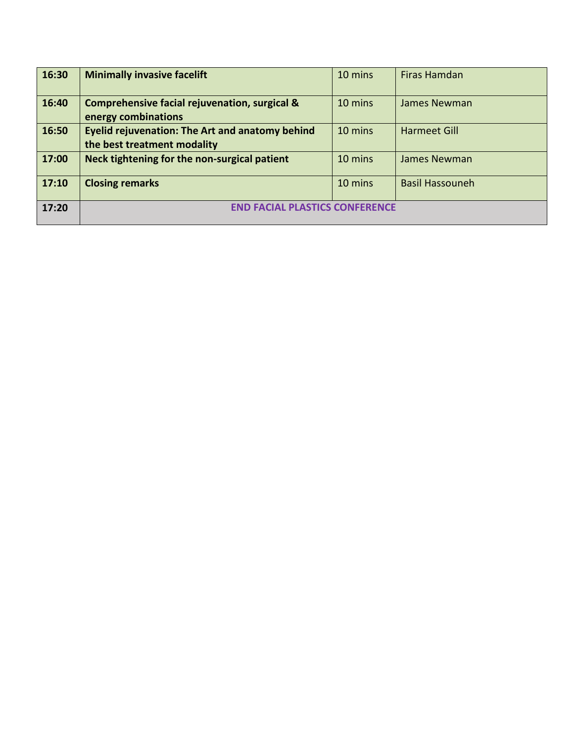| | | | |
|---|---|---|---|
| **16:30** | **Minimally invasive facelift** | 10 mins | Firas Hamdan |
| **16:40** | **Comprehensive facial rejuvenation, surgical & energy combinations** | 10 mins | James Newman |
| **16:50** | **Eyelid rejuvenation: The Art and anatomy behind the best treatment modality** | 10 mins | Harmeet Gill |
| **17:00** | **Neck tightening for the non-surgical patient** | 10 mins | James Newman |
| **17:10** | **Closing remarks** | 10 mins | Basil Hassouneh |
| **17:20** | **END FACIAL PLASTICS CONFERENCE** | | |